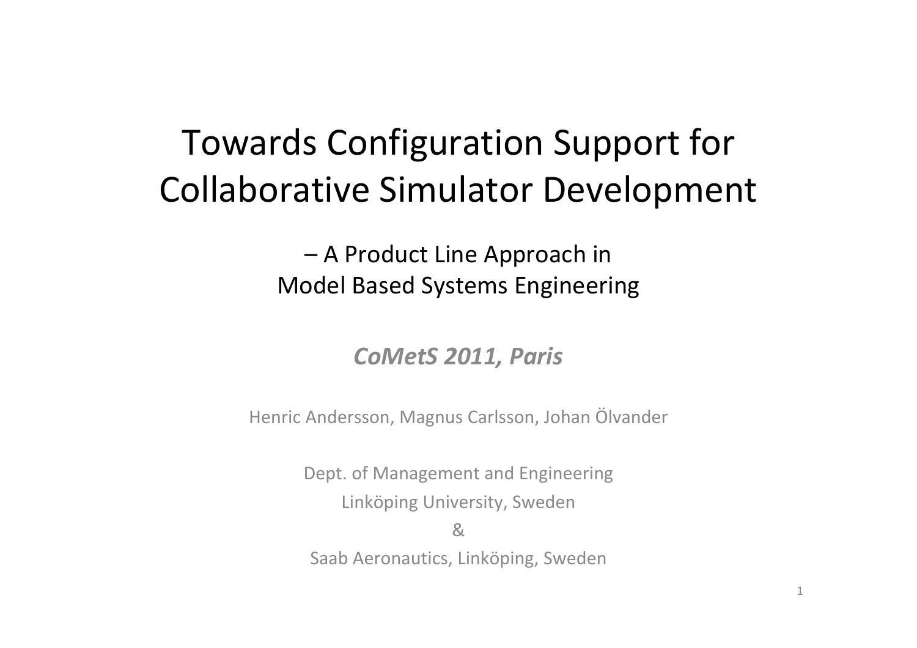# Towards Configuration Support for Collaborative Simulator Development

– A Product Line Approach in Model Based Systems Engineering

***CoMetS 2011, Paris***

Henric Andersson, Magnus Carlsson, Johan Ölvander

Dept. of Management and Engineering
Linköping University, Sweden
&
Saab Aeronautics, Linköping, Sweden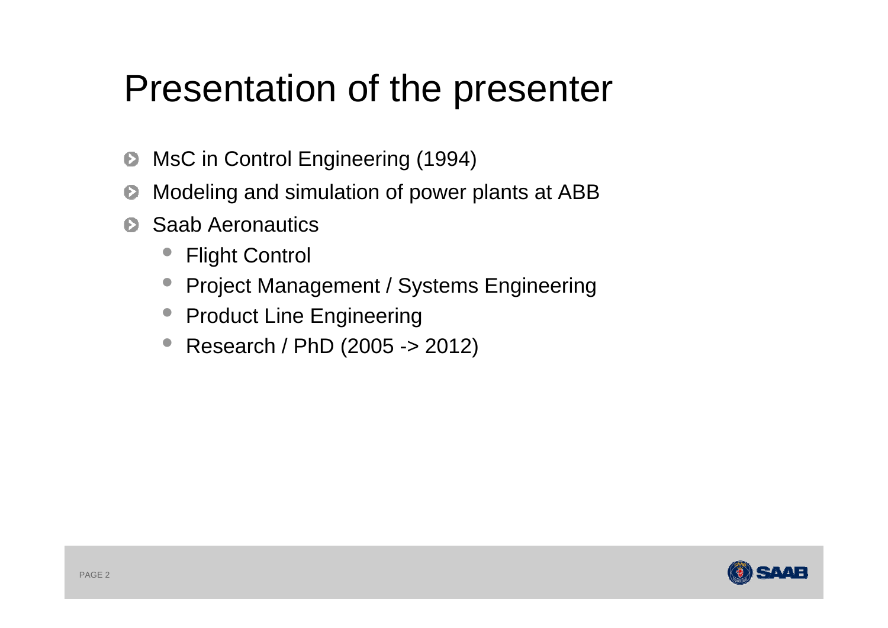# Presentation of the presenter

- MsC in Control Engineering (1994)
- Modeling and simulation of power plants at ABB
- Saab Aeronautics
  - Flight Control
  - Project Management / Systems Engineering
  - Product Line Engineering
  - Research / PhD (2005 -> 2012)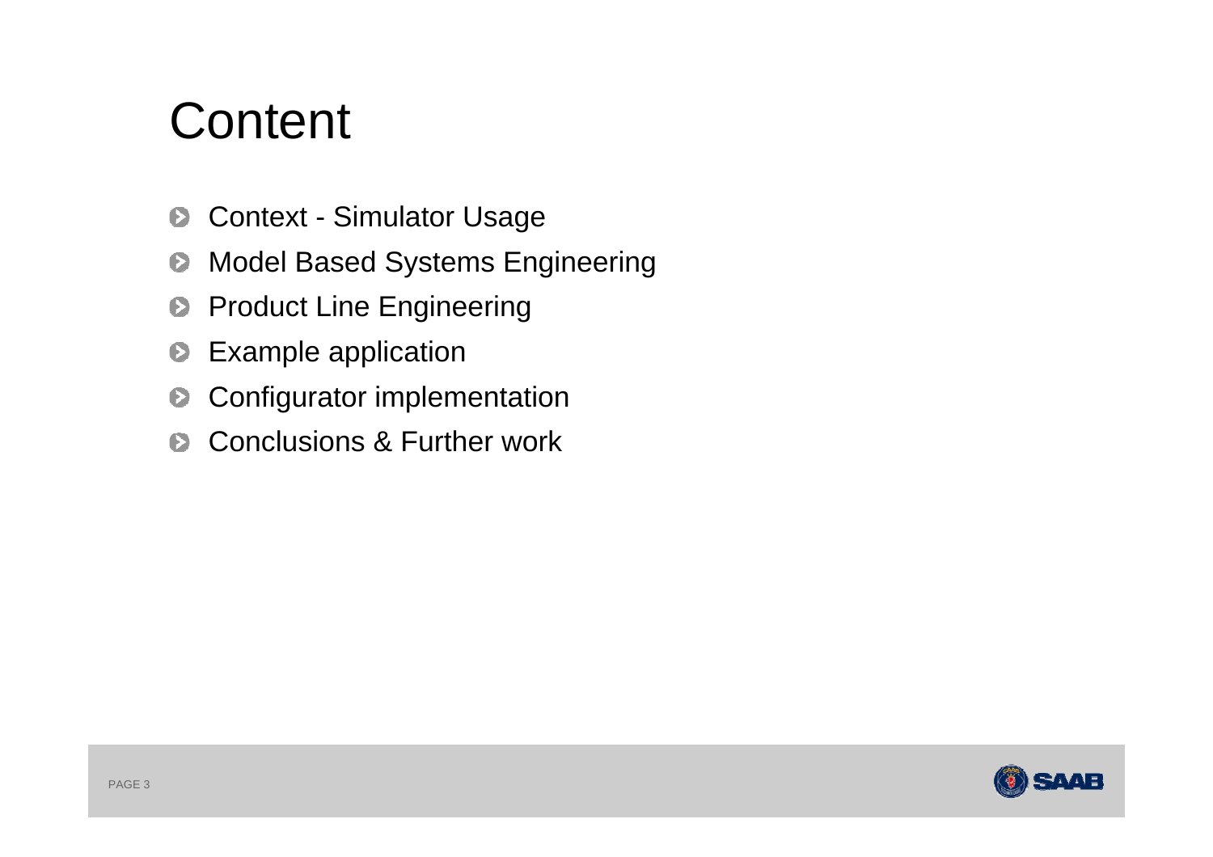# Content

- Context - Simulator Usage
- Model Based Systems Engineering
- Product Line Engineering
- Example application
- Configurator implementation
- Conclusions & Further work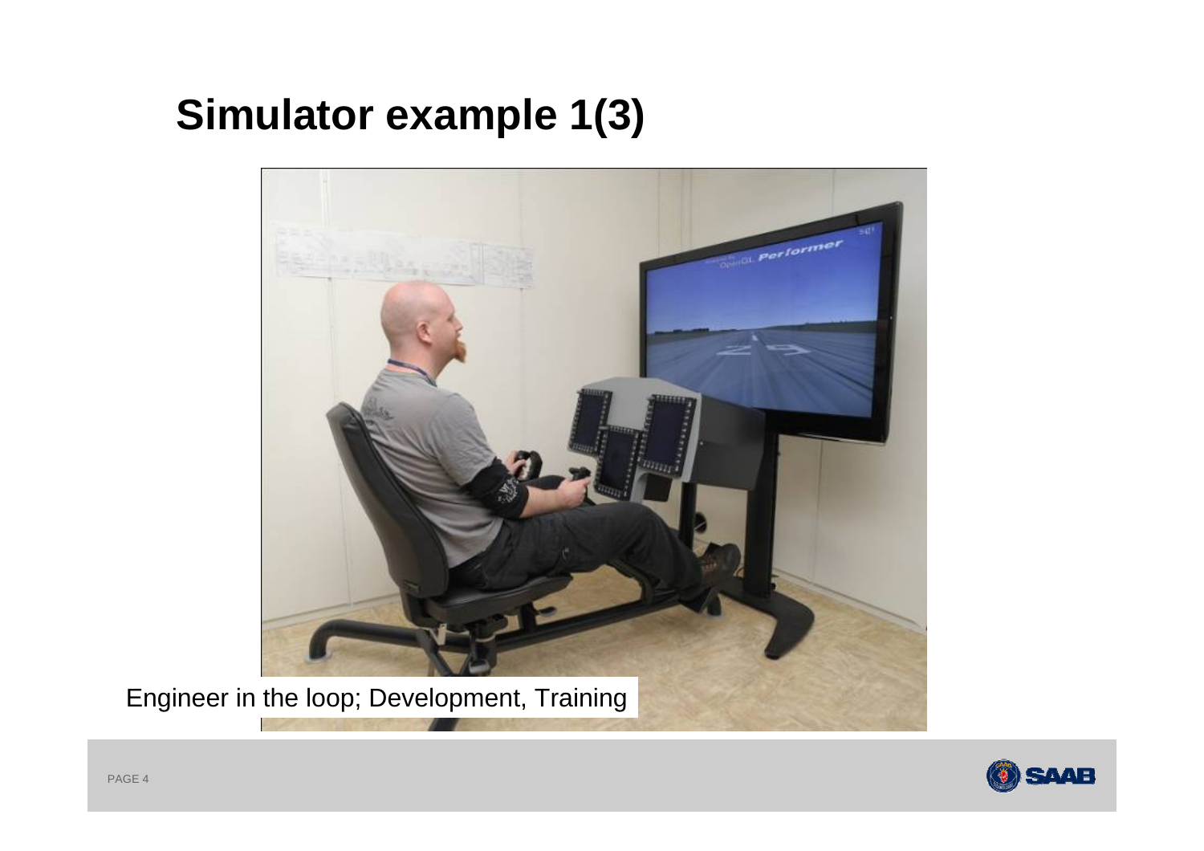# Simulator example 1(3)

Engineer in the loop; Development, Training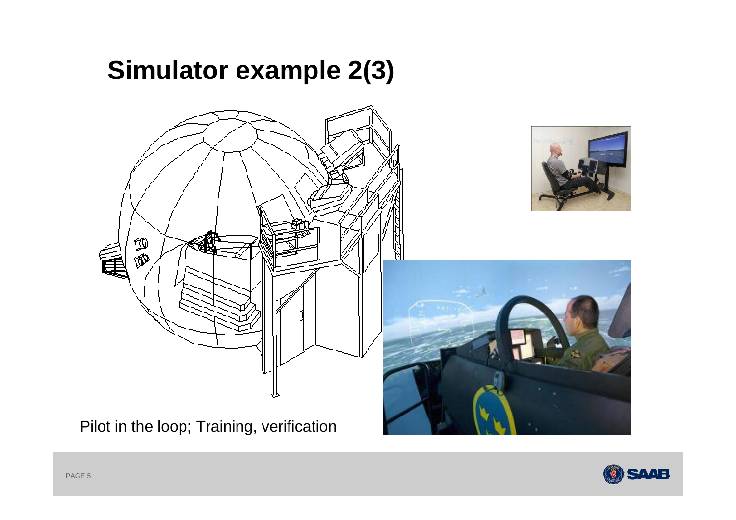# Simulator example 2(3)

Pilot in the loop; Training, verification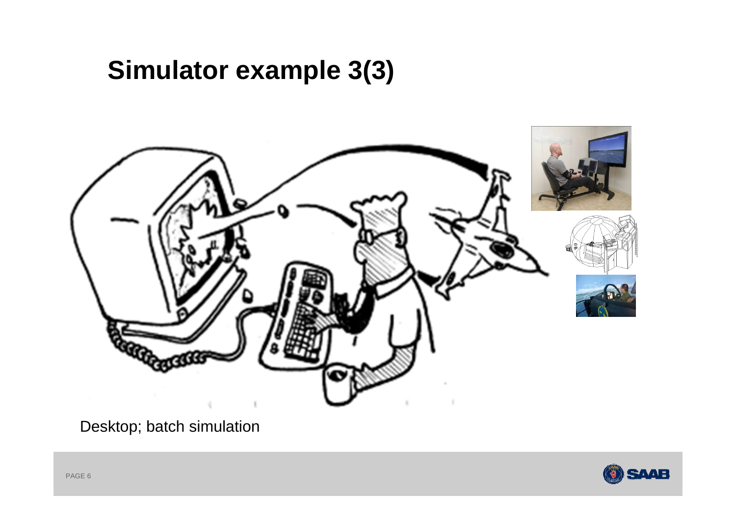# Simulator example 3(3)

Desktop; batch simulation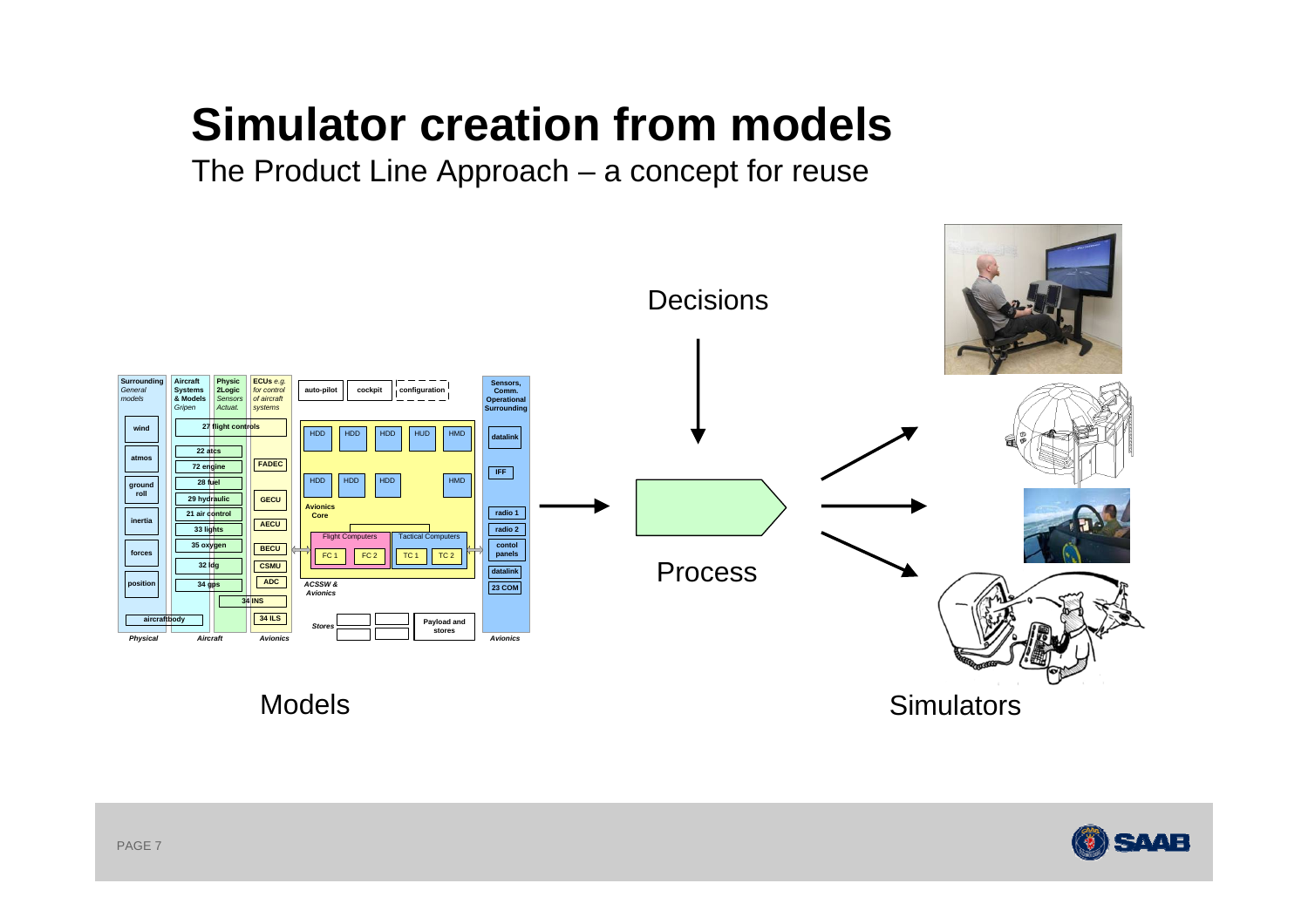# Simulator creation from models

The Product Line Approach – a concept for reuse

Decisions

Process

Models

Simulators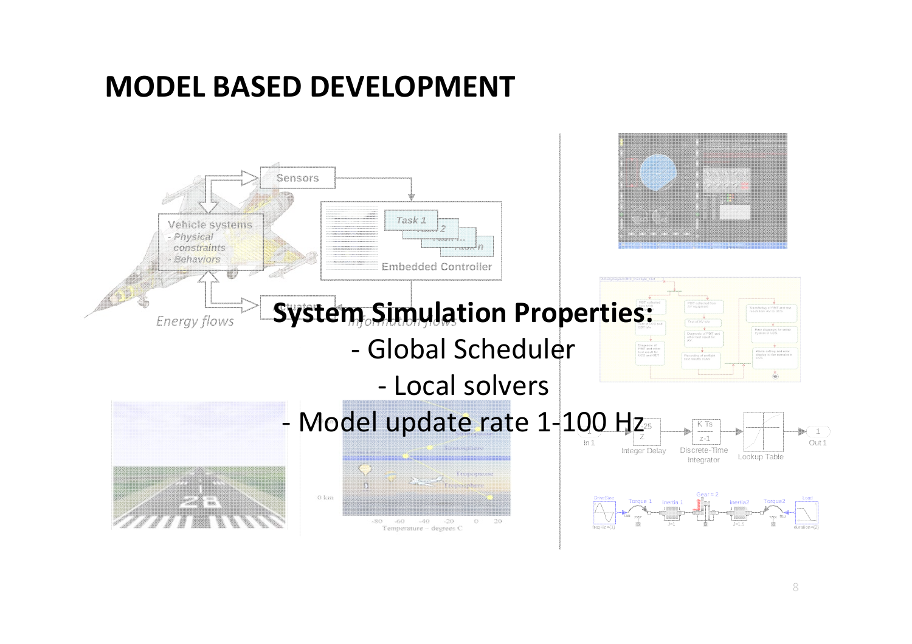# MODEL BASED DEVELOPMENT

**System Simulation Properties:**

- Global Scheduler
- Local solvers
- Model update rate 1-100 Hz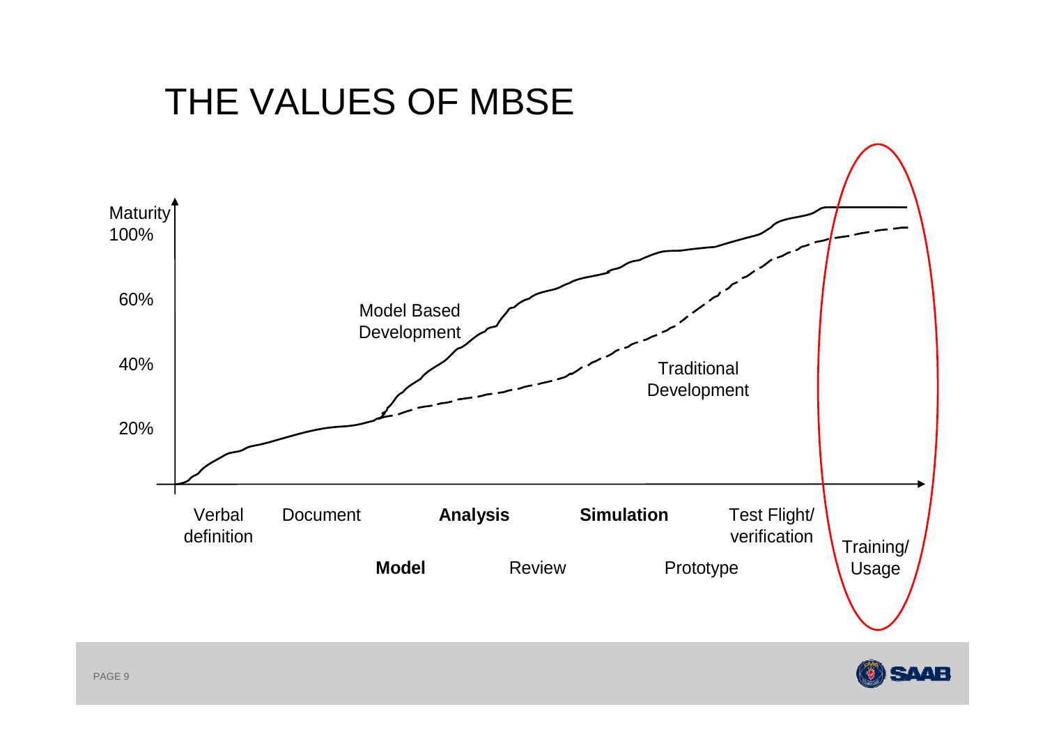# THE VALUES OF MBSE

Maturity

100%

60%

40%

20%

Model Based Development

Traditional Development

Verbal definition

Document

**Model**

**Analysis**

Review

**Simulation**

Prototype

Test Flight/ verification

Training/ Usage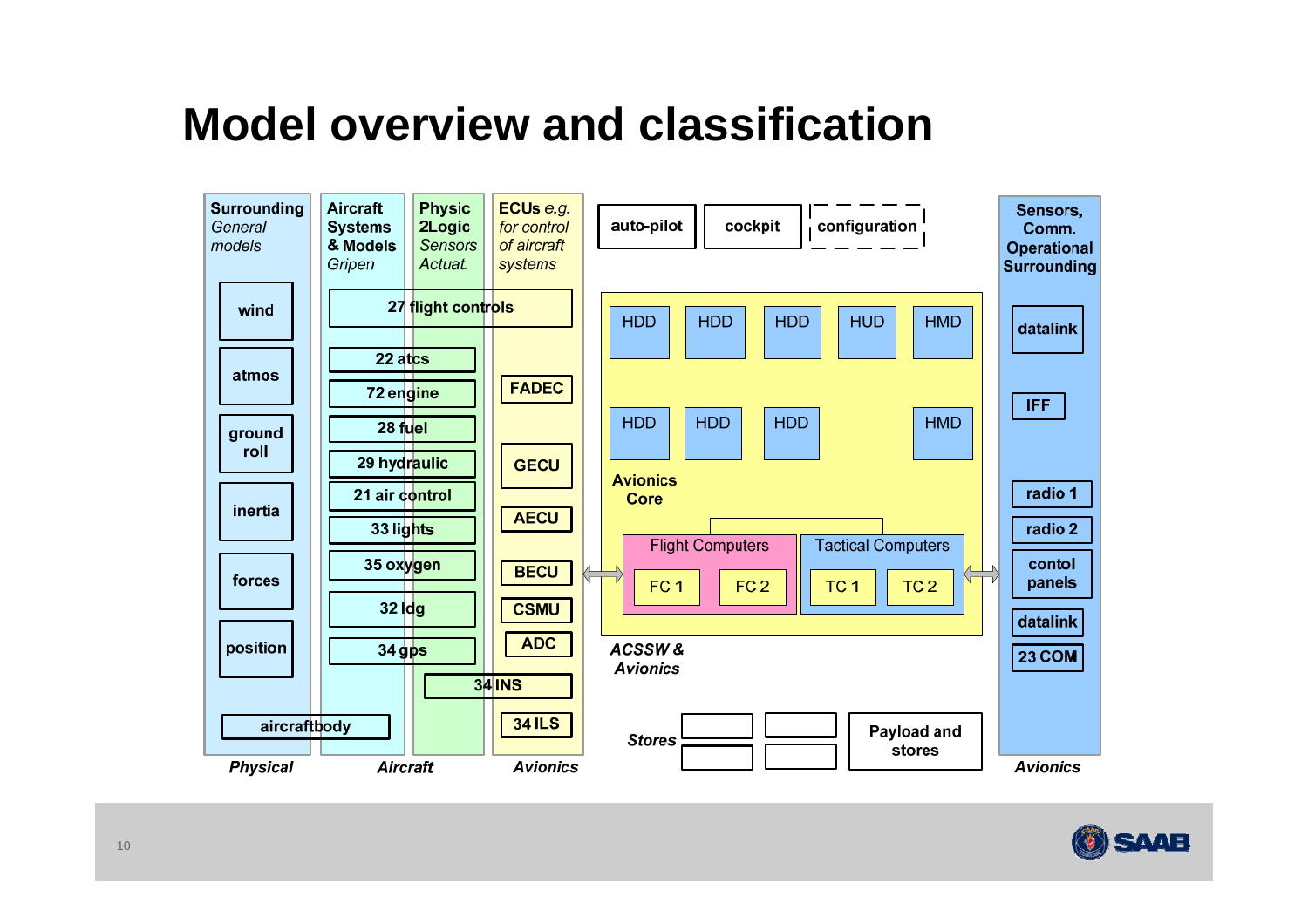# Model overview and classification

**Surrounding** *General models*

- wind
- atmos
- ground roll
- inertia
- forces
- position
- aircraftbody

*Physical*

**Aircraft Systems & Models** *Gripen*

**Physic 2Logic** *Sensors Actuat.*

- 27 flight controls
- 22 atcs
- 72 engine
- 28 fuel
- 29 hydraulic
- 21 air control
- 33 lights
- 35 oxygen
- 32 ldg
- 34 gps
- 34 INS

*Aircraft*

**ECUs** *e.g. for control of aircraft systems*

- FADEC
- GECU
- AECU
- BECU
- CSMU
- ADC
- 34 ILS

*Avionics*

auto-pilot | cockpit | configuration

**Avionics Core**

- HDD, HDD, HDD, HUD, HMD
- HDD, HDD, HDD, HMD
- Flight Computers: FC 1, FC 2
- Tactical Computers: TC 1, TC 2

*ACSSW & Avionics*

*Stores* — Payload and stores

**Sensors, Comm. Operational Surrounding**

- datalink
- IFF
- radio 1
- radio 2
- contol panels
- datalink
- 23 COM

*Avionics*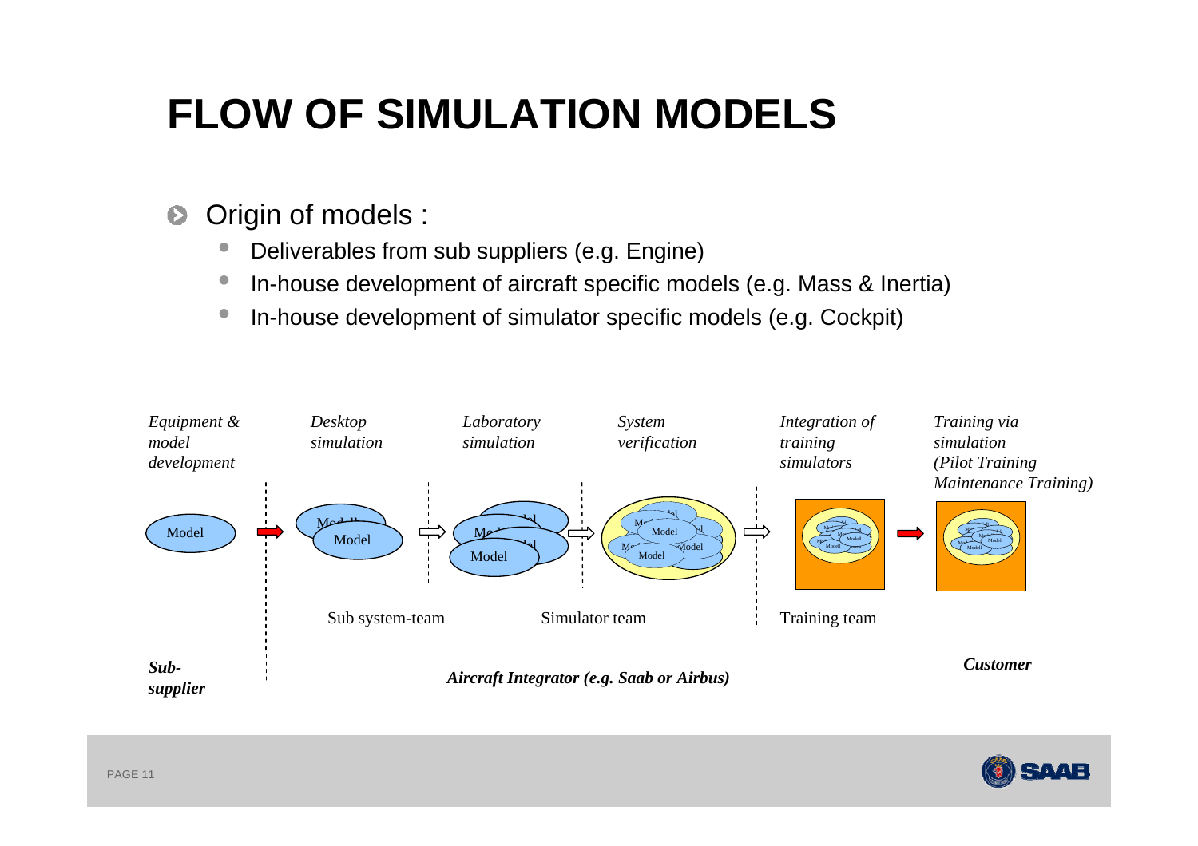# FLOW OF SIMULATION MODELS

- Origin of models :
  - Deliverables from sub suppliers (e.g. Engine)
  - In-house development of aircraft specific models (e.g. Mass & Inertia)
  - In-house development of simulator specific models (e.g. Cockpit)

*Equipment & model development* | *Desktop simulation* | *Laboratory simulation* | *System verification* | *Integration of training simulators* | *Training via simulation (Pilot Training Maintenance Training)*

Model → Model → Model → Model → Model → Model

Sub system-team | Simulator team | Training team

***Sub-supplier*** | ***Aircraft Integrator (e.g. Saab or Airbus)*** | ***Customer***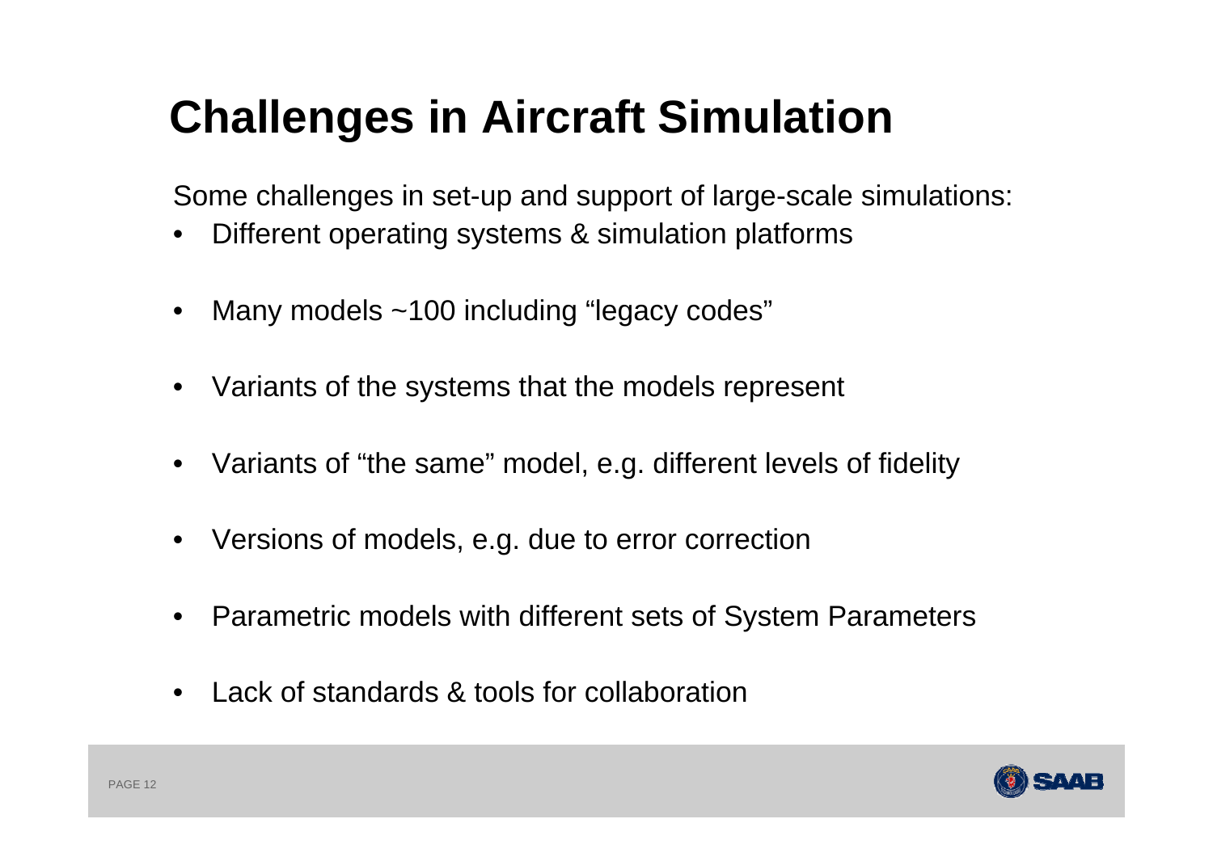# Challenges in Aircraft Simulation

Some challenges in set-up and support of large-scale simulations:

- Different operating systems & simulation platforms
- Many models ~100 including “legacy codes”
- Variants of the systems that the models represent
- Variants of “the same” model, e.g. different levels of fidelity
- Versions of models, e.g. due to error correction
- Parametric models with different sets of System Parameters
- Lack of standards & tools for collaboration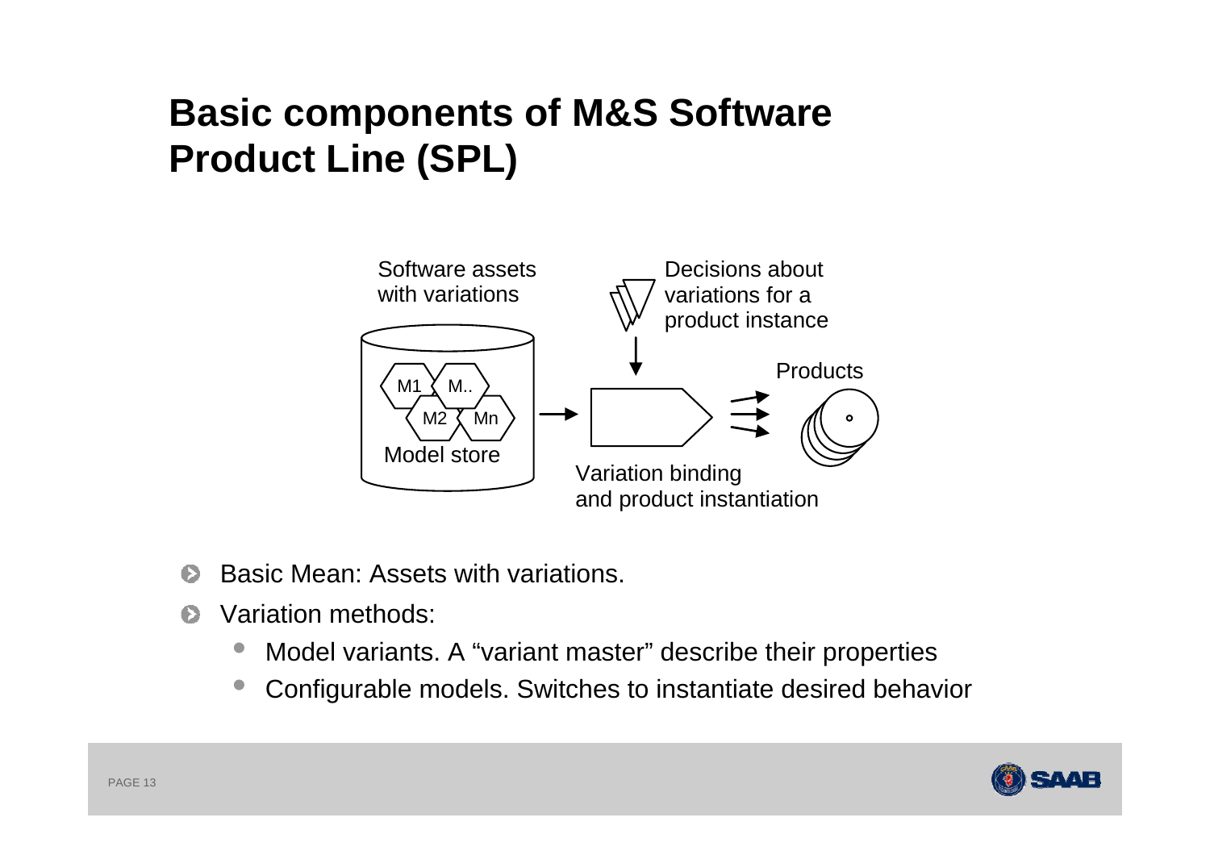# Basic components of M&S Software Product Line (SPL)

Software assets with variations

Decisions about variations for a product instance

M1 M.. M2 Mn

Model store

Products

Variation binding and product instantiation

- Basic Mean: Assets with variations.
- Variation methods:
  - Model variants. A “variant master” describe their properties
  - Configurable models. Switches to instantiate desired behavior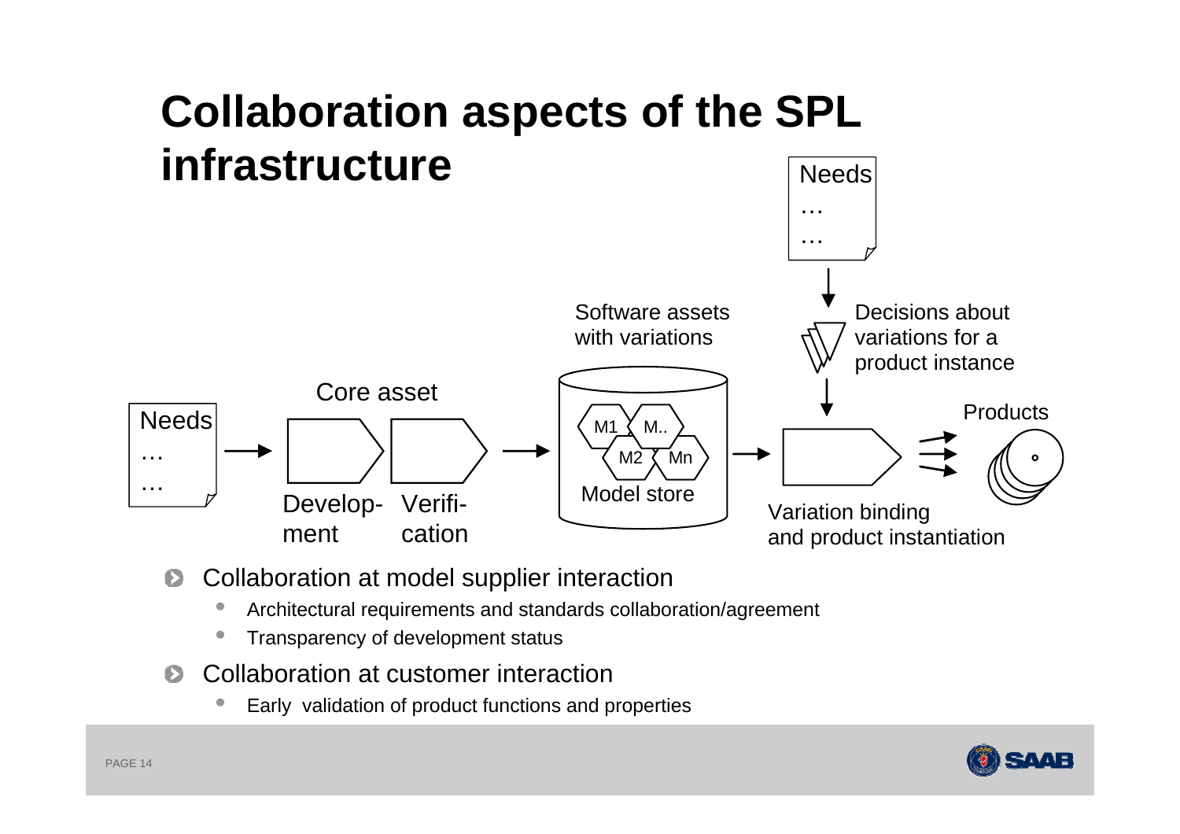# Collaboration aspects of the SPL infrastructure

Needs
…
…

Core asset

Develop-ment

Verifi-cation

Software assets with variations

M1 M.. M2 Mn

Model store

Needs
…
…

Decisions about variations for a product instance

Products

Variation binding and product instantiation

- Collaboration at model supplier interaction
  - Architectural requirements and standards collaboration/agreement
  - Transparency of development status
- Collaboration at customer interaction
  - Early validation of product functions and properties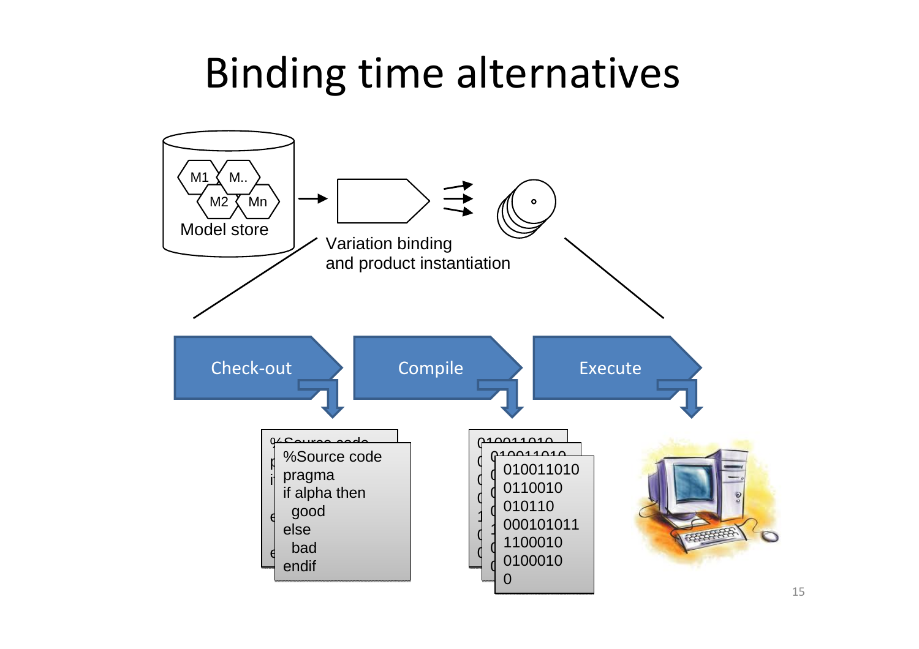# Binding time alternatives

Model store

M1 M.. M2 Mn

Variation binding and product instantiation

Check-out → Compile → Execute

```
%Source code
pragma
if alpha then
  good
else
  bad
endif
```

```
010011010
0110010
010110
000101011
1100010
0100010
0
```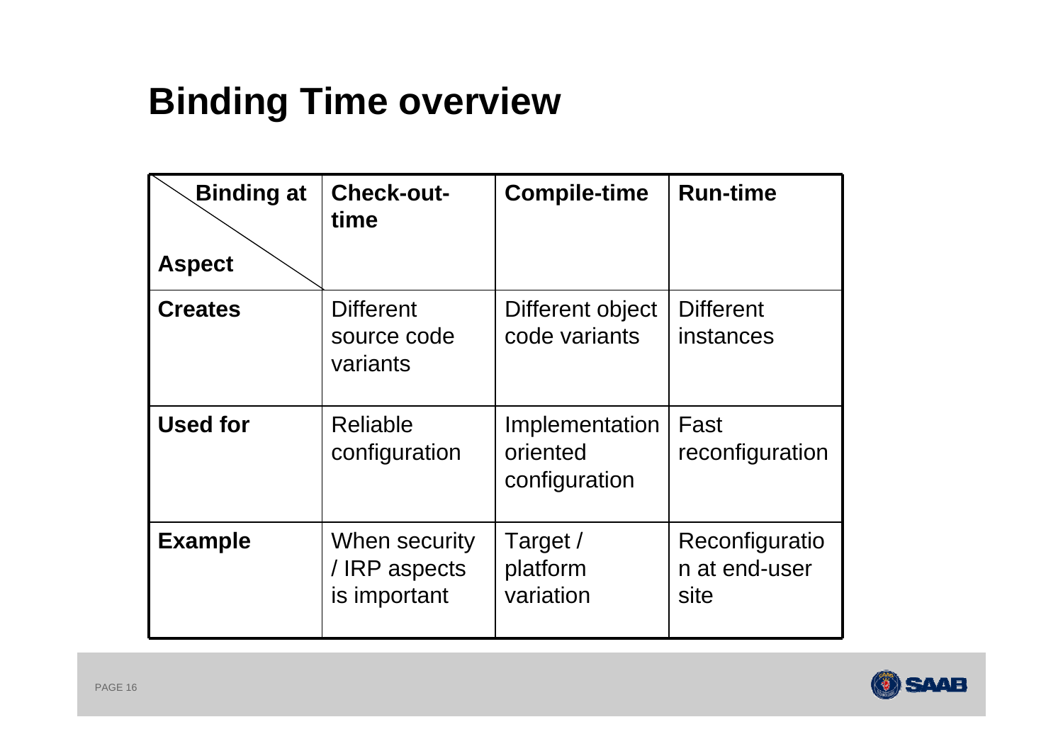# Binding Time overview

| Binding at / Aspect | Check-out-time | Compile-time | Run-time |
|---|---|---|---|
| **Creates** | Different source code variants | Different object code variants | Different instances |
| **Used for** | Reliable configuration | Implementation oriented configuration | Fast reconfiguration |
| **Example** | When security / IRP aspects is important | Target / platform variation | Reconfiguration at end-user site |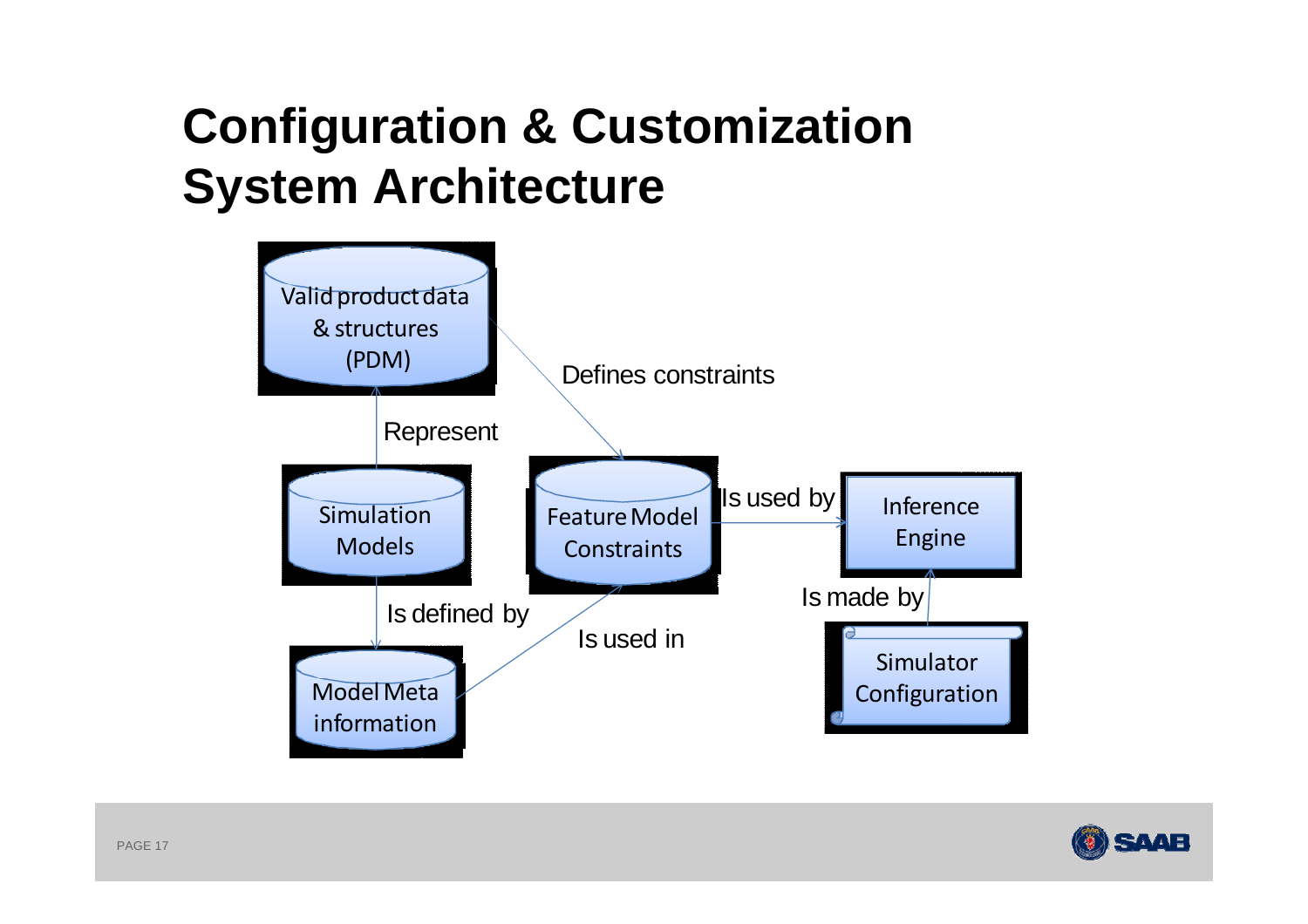# Configuration & Customization System Architecture

Valid product data & structures (PDM)

Represent

Defines constraints

Simulation Models

Feature Model Constraints

Is used by

Inference Engine

Is defined by

Is used in

Is made by

Model Meta information

Simulator Configuration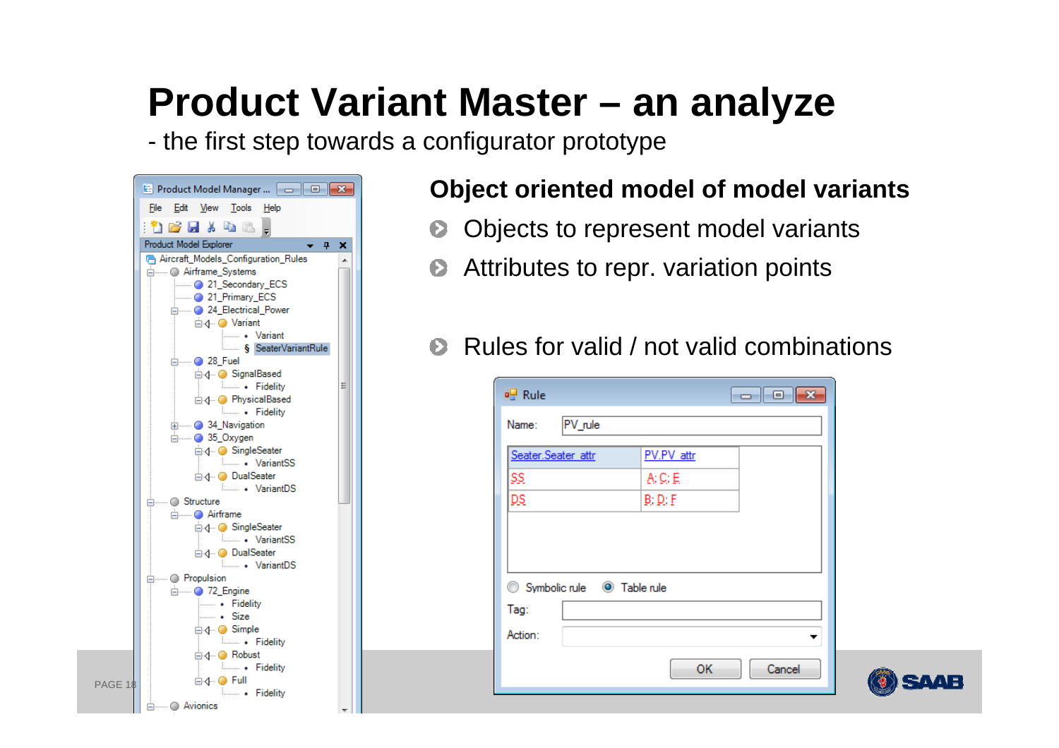# Product Variant Master – an analyze

- the first step towards a configurator prototype

## Object oriented model of model variants

- Objects to represent model variants
- Attributes to repr. variation points
- Rules for valid / not valid combinations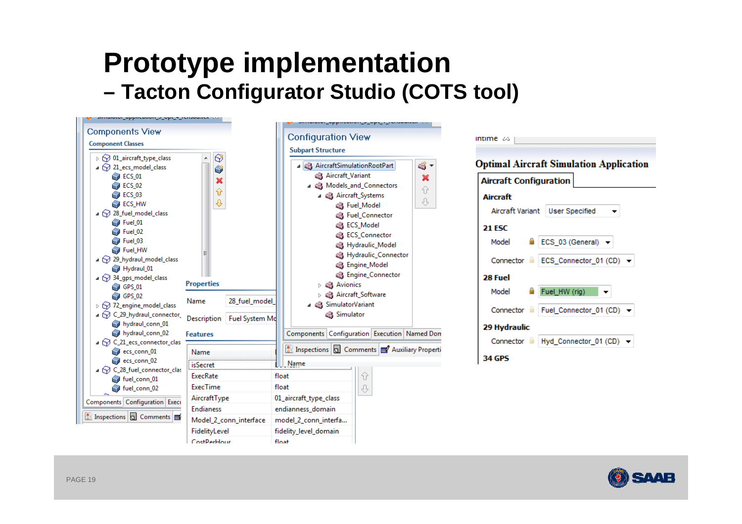# Prototype implementation

## – Tacton Configurator Studio (COTS tool)

**Components View**

Component Classes

- 01_aircraft_type_class
- 21_ecs_model_class
  - ECS_01
  - ECS_02
  - ECS_03
  - ECS_HW
- 28_fuel_model_class
  - Fuel_01
  - Fuel_02
  - Fuel_03
  - Fuel_HW
- 29_hydraul_model_class
  - Hydraul_01
- 34_gps_model_class
  - GPS_01
  - GPS_02
- 72_engine_model_class
- C_29_hydraul_connector_
  - hydraul_conn_01
  - hydraul_conn_02
- C_21_ecs_connector_clas
  - ecs_conn_01
  - ecs_conn_02
- C_28_fuel_connector_clas
  - fuel_conn_01
  - fuel_conn_02

Components | Configuration | Execu

Inspections | Comments

**Properties**

| Name | 28_fuel_model_ |
|---|---|
| Description | Fuel System Mo |

**Features**

| Name | |
|---|---|
| isSecret | |
| ExecRate | float |
| ExecTime | float |
| AircraftType | 01_aircraft_type_class |
| Endianess | endianness_domain |
| Model_2_conn_interface | model_2_conn_interfa... |
| FidelityLevel | fidelity_level_domain |
| CostPerHour | float |

**Configuration View**

Subpart Structure

- AircraftSimulationRootPart
  - Aircraft_Variant
  - Models_and_Connectors
    - Aircraft_Systems
      - Fuel_Model
      - Fuel_Connector
      - ECS_Model
      - ECS_Connector
      - Hydraulic_Model
      - Hydraulic_Connector
      - Engine_Model
      - Engine_Connector
    - Avionics
    - Aircraft_Software
  - SimulatorVariant
    - Simulator

Components | Configuration | Execution | Named Don

Inspections | Comments | Auxiliary Properti

Name

**Optimal Aircraft Simulation Application**

**Aircraft Configuration**

**Aircraft**

Aircraft Variant: User Specified

**21 ESC**

Model: ECS_03 (General)

Connector: ECS_Connector_01 (CD)

**28 Fuel**

Model: Fuel_HW (rig)

Connector: Fuel_Connector_01 (CD)

**29 Hydraulic**

Connector: Hyd_Connector_01 (CD)

**34 GPS**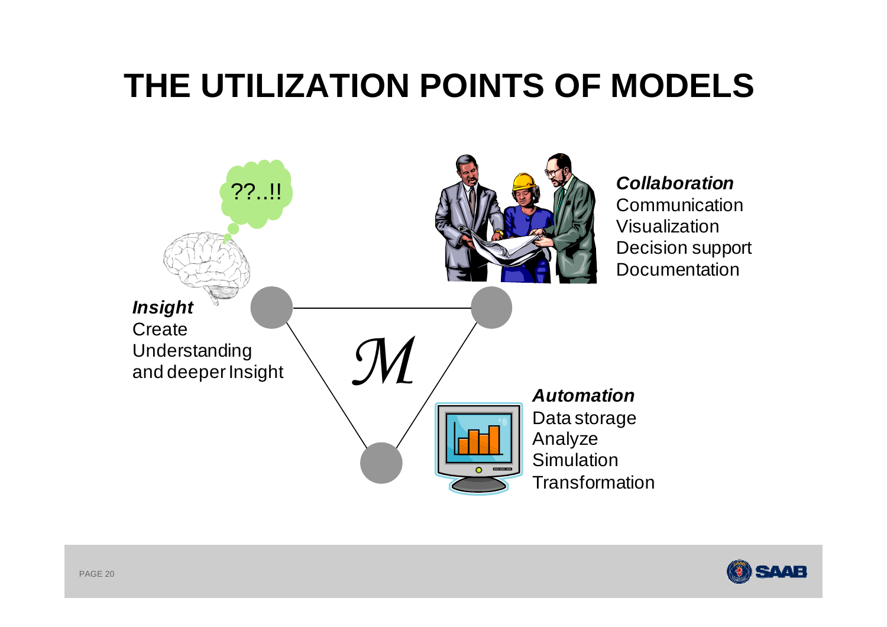# THE UTILIZATION POINTS OF MODELS

??..!!

***Insight***
Create
Understanding
and deeper Insight

***Collaboration***
Communication
Visualization
Decision support
Documentation

$\mathcal{M}$

***Automation***
Data storage
Analyze
Simulation
Transformation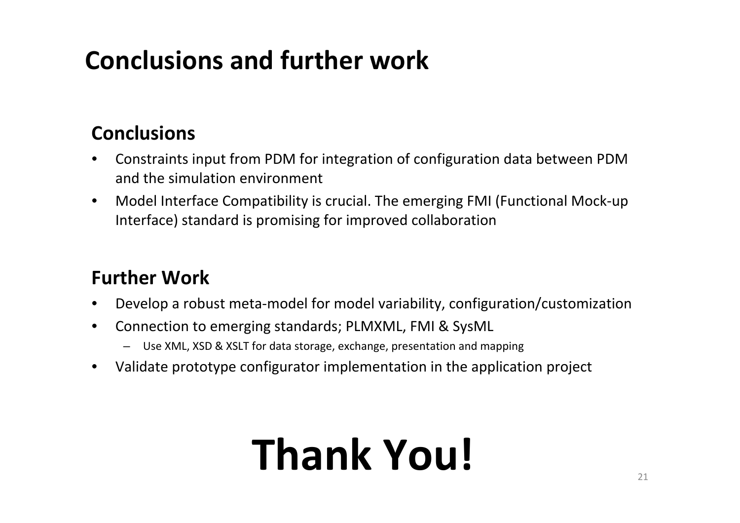# Conclusions and further work

## Conclusions

- Constraints input from PDM for integration of configuration data between PDM and the simulation environment
- Model Interface Compatibility is crucial. The emerging FMI (Functional Mock-up Interface) standard is promising for improved collaboration

## Further Work

- Develop a robust meta-model for model variability, configuration/customization
- Connection to emerging standards; PLMXML, FMI & SysML
  - Use XML, XSD & XSLT for data storage, exchange, presentation and mapping
- Validate prototype configurator implementation in the application project

# Thank You!